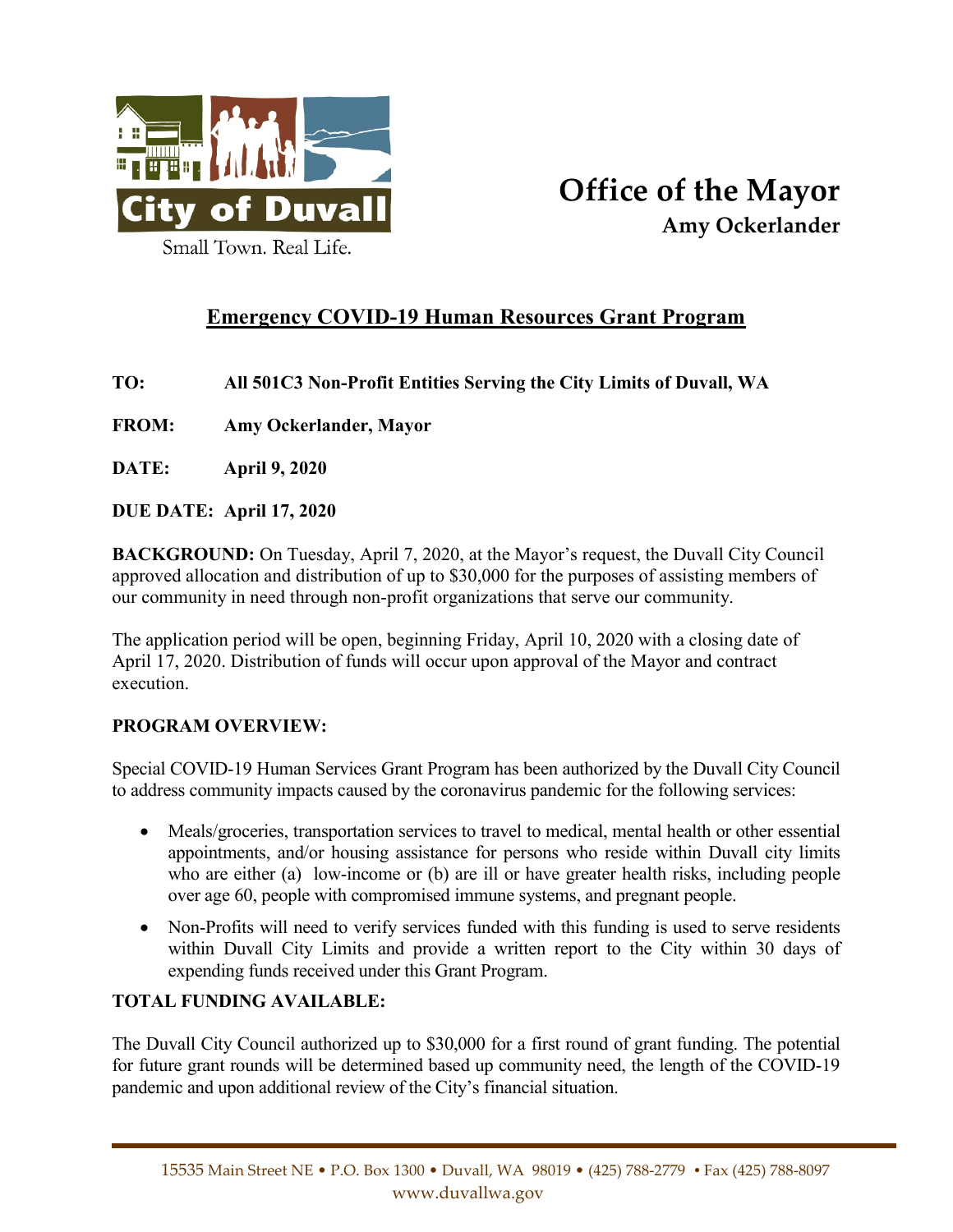City of Duvall

Small Town. Real Life.

# Office of the Mayor

**Amy Ockerlander**

## Emergency COVID-19 Human Resources Grant Program

**TO:** **All 501C3 Non-Profit Entities Serving the City Limits of Duvall, WA**

**FROM:** **Amy Ockerlander, Mayor**

**DATE:** **April 9, 2020**

**DUE DATE:** **April 17, 2020**

**BACKGROUND:** On Tuesday, April 7, 2020, at the Mayor's request, the Duvall City Council approved allocation and distribution of up to $30,000 for the purposes of assisting members of our community in need through non-profit organizations that serve our community.

The application period will be open, beginning Friday, April 10, 2020 with a closing date of April 17, 2020. Distribution of funds will occur upon approval of the Mayor and contract execution.

**PROGRAM OVERVIEW:**

Special COVID-19 Human Services Grant Program has been authorized by the Duvall City Council to address community impacts caused by the coronavirus pandemic for the following services:

- Meals/groceries, transportation services to travel to medical, mental health or other essential appointments, and/or housing assistance for persons who reside within Duvall city limits who are either (a) low-income or (b) are ill or have greater health risks, including people over age 60, people with compromised immune systems, and pregnant people.
- Non-Profits will need to verify services funded with this funding is used to serve residents within Duvall City Limits and provide a written report to the City within 30 days of expending funds received under this Grant Program.

**TOTAL FUNDING AVAILABLE:**

The Duvall City Council authorized up to $30,000 for a first round of grant funding. The potential for future grant rounds will be determined based up community need, the length of the COVID-19 pandemic and upon additional review of the City's financial situation.

15535 Main Street NE • P.O. Box 1300 • Duvall, WA 98019 • (425) 788-2779 • Fax (425) 788-8097
www.duvallwa.gov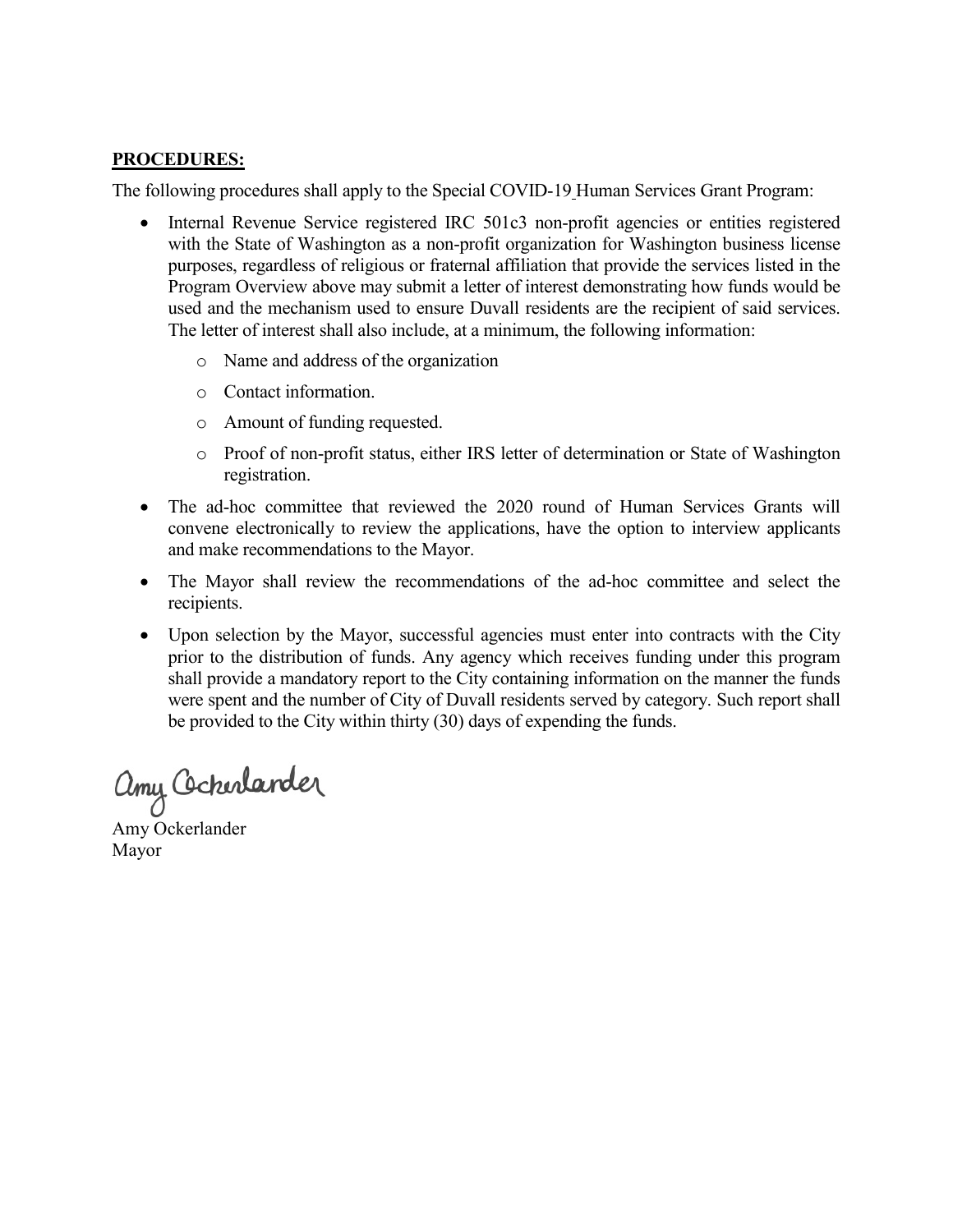**PROCEDURES:**

The following procedures shall apply to the Special COVID-19 Human Services Grant Program:

- Internal Revenue Service registered IRC 501c3 non-profit agencies or entities registered with the State of Washington as a non-profit organization for Washington business license purposes, regardless of religious or fraternal affiliation that provide the services listed in the Program Overview above may submit a letter of interest demonstrating how funds would be used and the mechanism used to ensure Duvall residents are the recipient of said services. The letter of interest shall also include, at a minimum, the following information:
  - Name and address of the organization
  - Contact information.
  - Amount of funding requested.
  - Proof of non-profit status, either IRS letter of determination or State of Washington registration.
- The ad-hoc committee that reviewed the 2020 round of Human Services Grants will convene electronically to review the applications, have the option to interview applicants and make recommendations to the Mayor.
- The Mayor shall review the recommendations of the ad-hoc committee and select the recipients.
- Upon selection by the Mayor, successful agencies must enter into contracts with the City prior to the distribution of funds. Any agency which receives funding under this program shall provide a mandatory report to the City containing information on the manner the funds were spent and the number of City of Duvall residents served by category. Such report shall be provided to the City within thirty (30) days of expending the funds.

Amy Ockerlander

Amy Ockerlander
Mayor